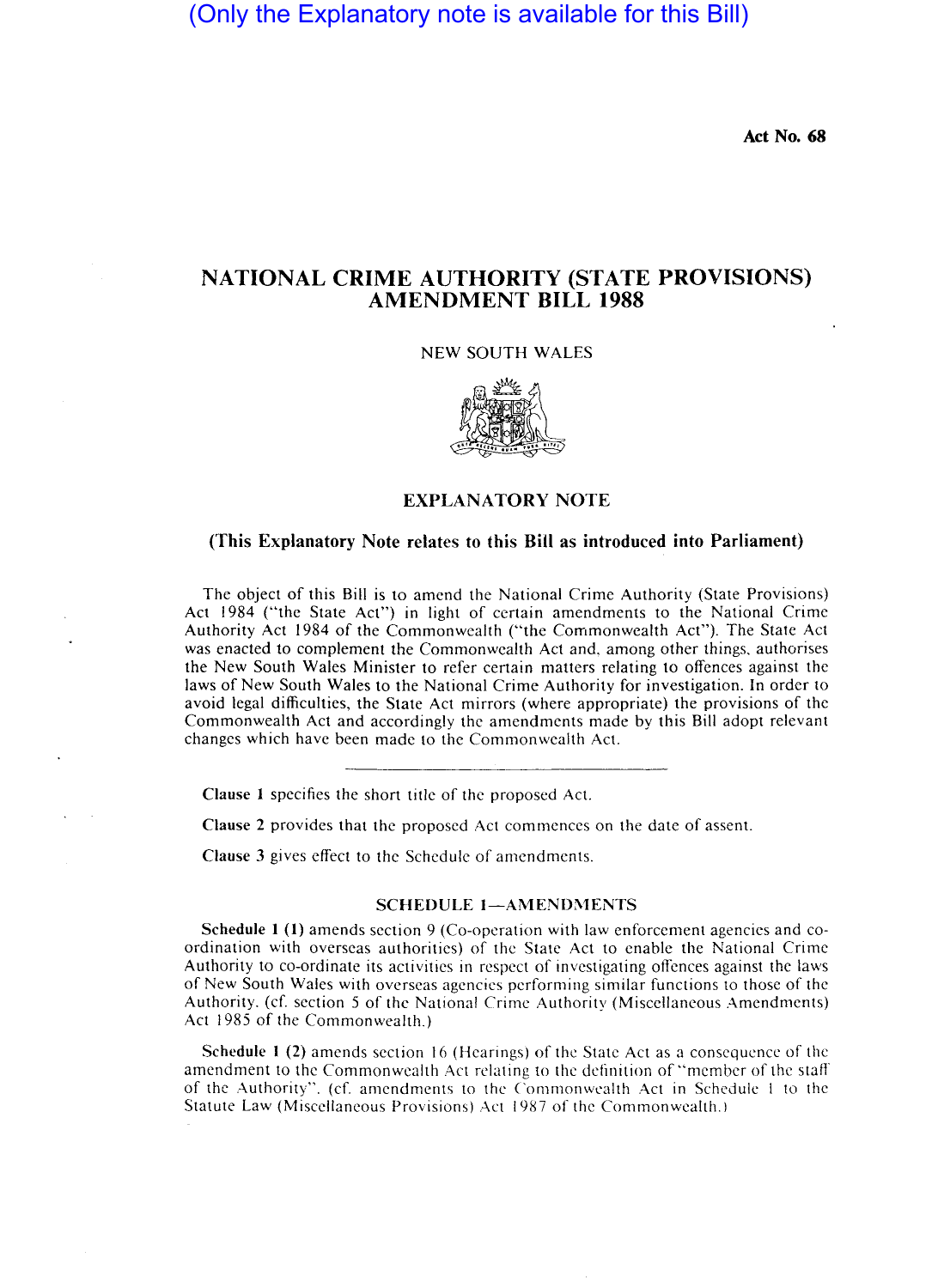(Only the Explanatory note is available for this Bill)

**Act No. 68**

# NATIONAL CRIME AUTHORITY (STATE PROVISIONS) AMENDMENT BILL 1988

NEW SOUTH WALES

## EXPLANATORY NOTE

**(This Explanatory Note relates to this Bill as introduced into Parliament)**

The object of this Bill is to amend the National Crime Authority (State Provisions) Act 1984 ("the State Act") in light of certain amendments to the National Crime Authority Act 1984 of the Commonwealth ("the Commonwealth Act"). The State Act was enacted to complement the Commonwealth Act and, among other things, authorises the New South Wales Minister to refer certain matters relating to offences against the laws of New South Wales to the National Crime Authority for investigation. In order to avoid legal difficulties, the State Act mirrors (where appropriate) the provisions of the Commonwealth Act and accordingly the amendments made by this Bill adopt relevant changes which have been made to the Commonwealth Act.

---

**Clause 1** specifies the short title of the proposed Act.

**Clause 2** provides that the proposed Act commences on the date of assent.

**Clause 3** gives effect to the Schedule of amendments.

### SCHEDULE 1—AMENDMENTS

**Schedule 1 (1)** amends section 9 (Co-operation with law enforcement agencies and co-ordination with overseas authorities) of the State Act to enable the National Crime Authority to co-ordinate its activities in respect of investigating offences against the laws of New South Wales with overseas agencies performing similar functions to those of the Authority. (cf. section 5 of the National Crime Authority (Miscellaneous Amendments) Act 1985 of the Commonwealth.)

**Schedule 1 (2)** amends section 16 (Hearings) of the State Act as a consequence of the amendment to the Commonwealth Act relating to the definition of "member of the staff of the Authority". (cf. amendments to the Commonwealth Act in Schedule 1 to the Statute Law (Miscellaneous Provisions) Act 1987 of the Commonwealth.)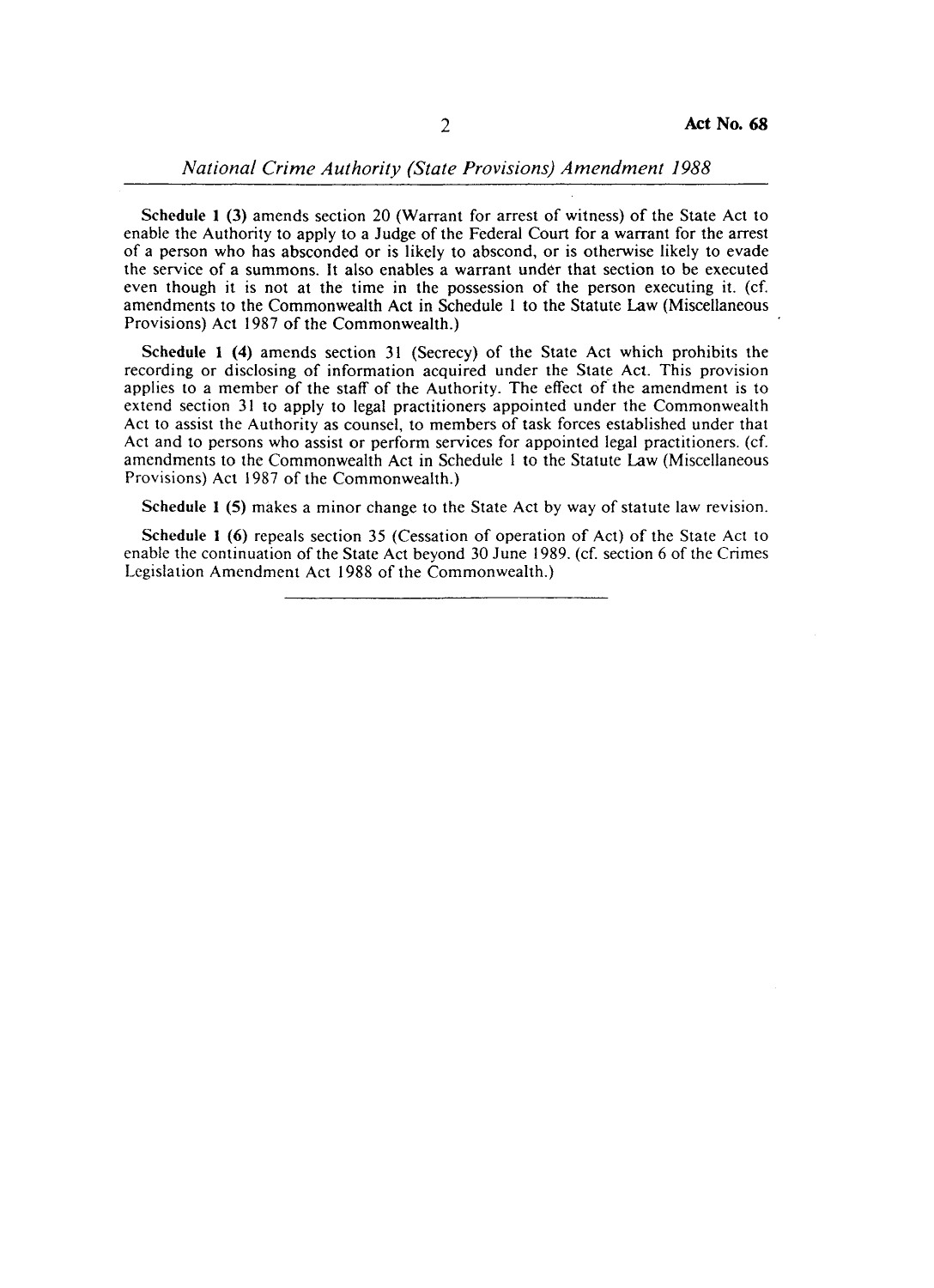**Schedule 1 (3)** amends section 20 (Warrant for arrest of witness) of the State Act to enable the Authority to apply to a Judge of the Federal Court for a warrant for the arrest of a person who has absconded or is likely to abscond, or is otherwise likely to evade the service of a summons. It also enables a warrant under that section to be executed even though it is not at the time in the possession of the person executing it. (cf. amendments to the Commonwealth Act in Schedule 1 to the Statute Law (Miscellaneous Provisions) Act 1987 of the Commonwealth.)

**Schedule 1 (4)** amends section 31 (Secrecy) of the State Act which prohibits the recording or disclosing of information acquired under the State Act. This provision applies to a member of the staff of the Authority. The effect of the amendment is to extend section 31 to apply to legal practitioners appointed under the Commonwealth Act to assist the Authority as counsel, to members of task forces established under that Act and to persons who assist or perform services for appointed legal practitioners. (cf. amendments to the Commonwealth Act in Schedule 1 to the Statute Law (Miscellaneous Provisions) Act 1987 of the Commonwealth.)

**Schedule 1 (5)** makes a minor change to the State Act by way of statute law revision.

**Schedule 1 (6)** repeals section 35 (Cessation of operation of Act) of the State Act to enable the continuation of the State Act beyond 30 June 1989. (cf. section 6 of the Crimes Legislation Amendment Act 1988 of the Commonwealth.)